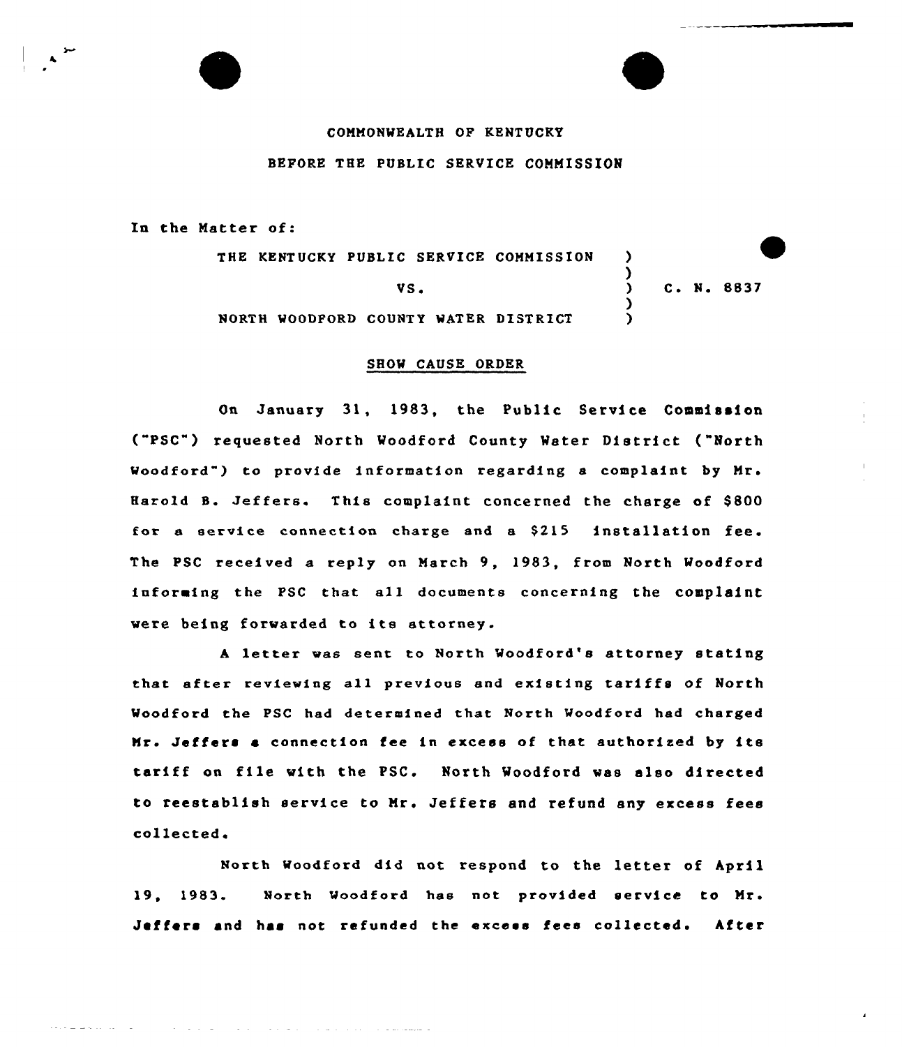COMMONWEALTH OF KENTUCKY

BEFORE THE PUBLIC SERVICE COMMISSION

In the Matter of:

THE KENTUCKY PUBLIC SERVICE COMMISSION )
VS. ) C. N. 8837
NORTH WOODFORD COUNTY WATER DISTRICT )

## SHOW CAUSE ORDER

On January 31, 1983, the Public Service Commission ("PSC") requested North Woodford County Water District ("North Woodford") to provide information regarding a complaint by Mr. Harold B. Jeffers. This complaint concerned the charge of $800 for a service connection charge and a $215 installation fee. The PSC received a reply on March 9, 1983, from North Woodford informing the PSC that all documents concerning the complaint were being forwarded to its attorney.

A letter was sent to North Woodford's attorney stating that after reviewing all previous and existing tariffs of North Woodford the PSC had determined that North Woodford had charged Mr. Jeffers a connection fee in excess of that authorized by its tariff on file with the PSC. North Woodford was also directed to reestablish service to Mr. Jeffers and refund any excess fees collected.

North Woodford did not respond to the letter of April 19, 1983. North Woodford has not provided service to Mr. Jeffers and has not refunded the excess fees collected. After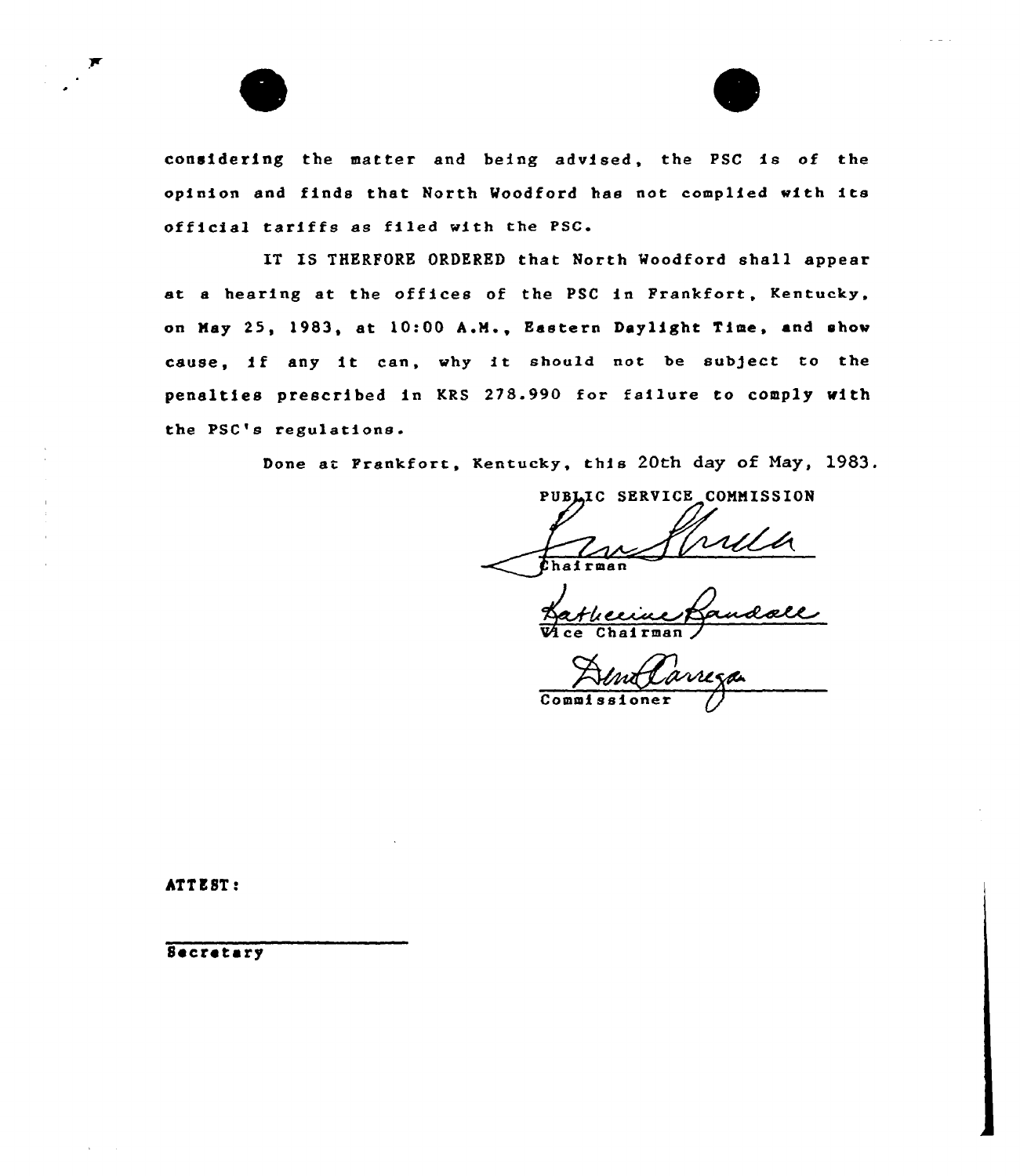considering the matter and being advised, the PSC is of the opinion and finds that North Woodford has not complied with its official tariffs as filed with the PSC.

IT IS THERFORE ORDERED that North Woodford shall appear at a hearing at the offices of the PSC in Frankfort, Kentucky, on May 25, 1983, at 10:00 A.M., Eastern Daylight Time, and show cause, if any it can, why it should not be subject to the penalties prescribed in KRS 278.990 for failure to comply with the PSC's regulations.

Done at Frankfort, Kentucky, this 20th day of May, 1983.

PUBLIC SERVICE COMMISSION

Chairman

Vice Chairman

Commissioner

ATTEST:

Secretary